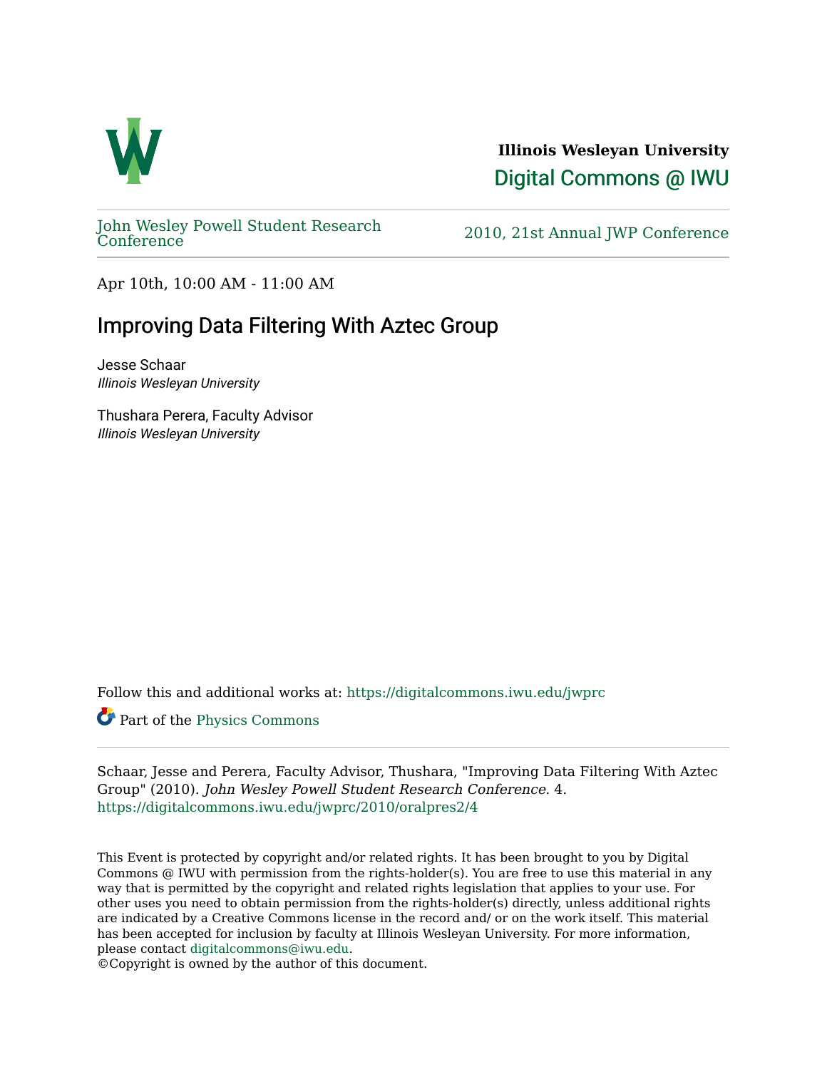**Illinois Wesleyan University**

Digital Commons @ IWU

John Wesley Powell Student Research Conference

2010, 21st Annual JWP Conference

Apr 10th, 10:00 AM - 11:00 AM

# Improving Data Filtering With Aztec Group

Jesse Schaar
*Illinois Wesleyan University*

Thushara Perera, Faculty Advisor
*Illinois Wesleyan University*

Follow this and additional works at: https://digitalcommons.iwu.edu/jwprc

Part of the Physics Commons

Schaar, Jesse and Perera, Faculty Advisor, Thushara, "Improving Data Filtering With Aztec Group" (2010). *John Wesley Powell Student Research Conference*. 4.
https://digitalcommons.iwu.edu/jwprc/2010/oralpres2/4

This Event is protected by copyright and/or related rights. It has been brought to you by Digital Commons @ IWU with permission from the rights-holder(s). You are free to use this material in any way that is permitted by the copyright and related rights legislation that applies to your use. For other uses you need to obtain permission from the rights-holder(s) directly, unless additional rights are indicated by a Creative Commons license in the record and/ or on the work itself. This material has been accepted for inclusion by faculty at Illinois Wesleyan University. For more information, please contact digitalcommons@iwu.edu.
©Copyright is owned by the author of this document.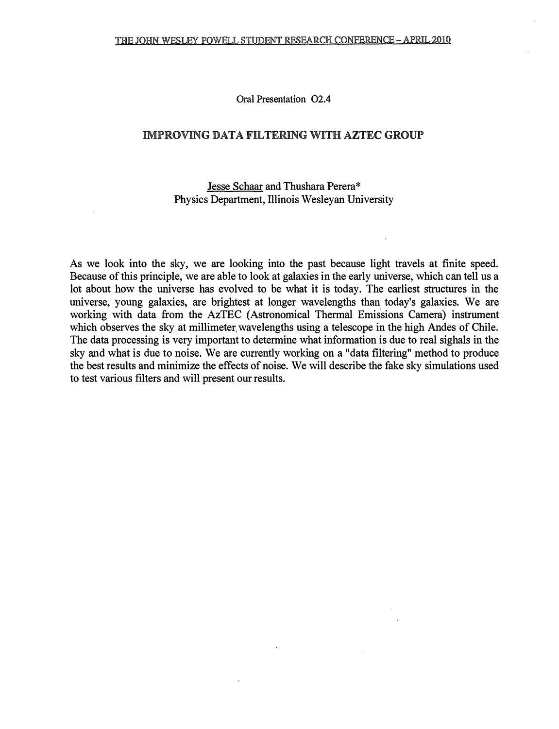Oral Presentation O2.4

## IMPROVING DATA FILTERING WITH AZTEC GROUP

Jesse Schaar and Thushara Perera*
Physics Department, Illinois Wesleyan University

As we look into the sky, we are looking into the past because light travels at finite speed. Because of this principle, we are able to look at galaxies in the early universe, which can tell us a lot about how the universe has evolved to be what it is today. The earliest structures in the universe, young galaxies, are brightest at longer wavelengths than today's galaxies. We are working with data from the AzTEC (Astronomical Thermal Emissions Camera) instrument which observes the sky at millimeter wavelengths using a telescope in the high Andes of Chile. The data processing is very important to determine what information is due to real sighals in the sky and what is due to noise. We are currently working on a "data filtering" method to produce the best results and minimize the effects of noise. We will describe the fake sky simulations used to test various filters and will present our results.